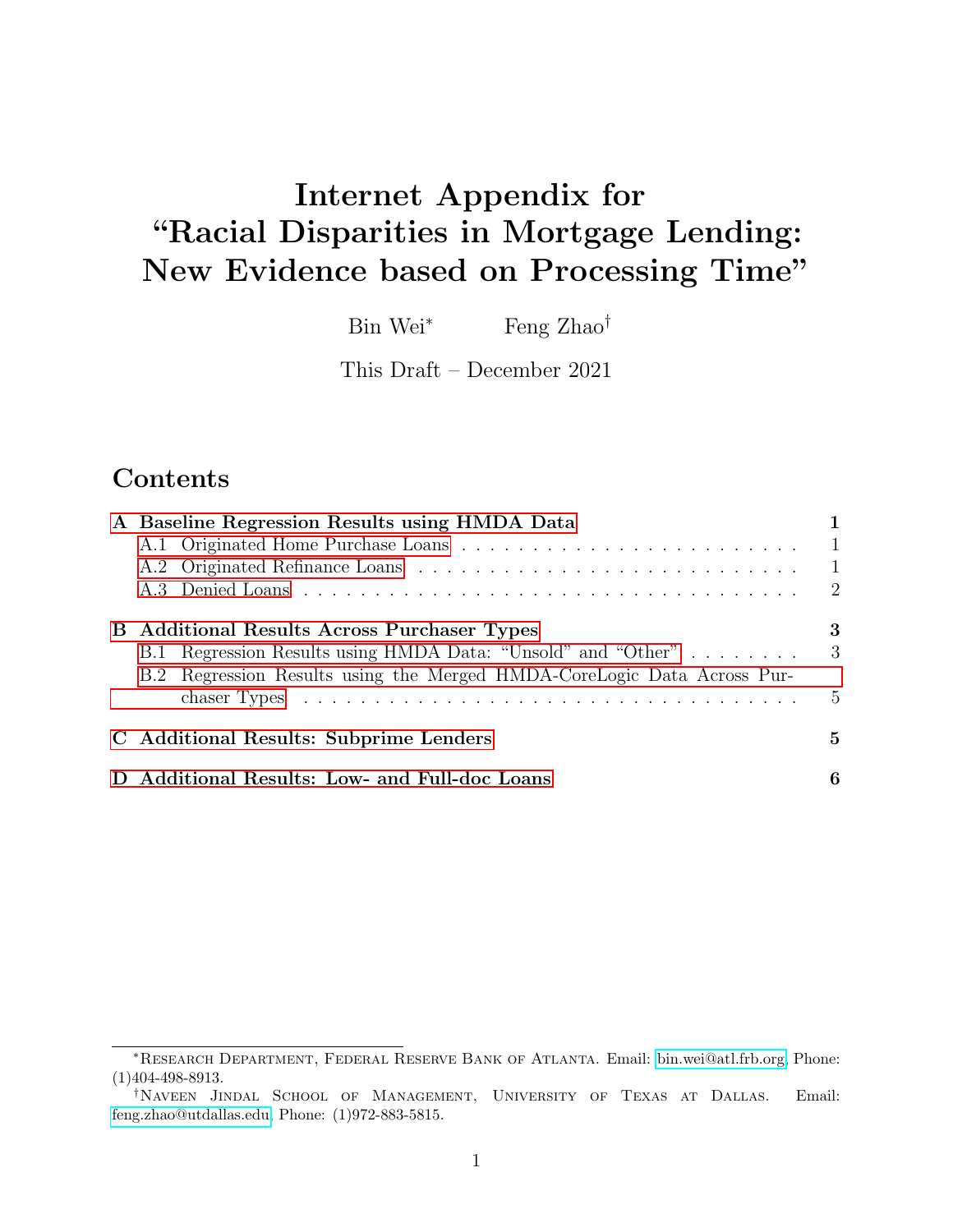# Internet Appendix for "Racial Disparities in Mortgage Lending: New Evidence based on Processing Time"

Bin Wei[*] Feng Zhao[†]

This Draft – December 2021

## Contents

- **A Baseline Regression Results using HMDA Data** — 1
  - A.1 Originated Home Purchase Loans — 1
  - A.2 Originated Refinance Loans — 1
  - A.3 Denied Loans — 2
- **B Additional Results Across Purchaser Types** — 3
  - B.1 Regression Results using HMDA Data: "Unsold" and "Other" — 3
  - B.2 Regression Results using the Merged HMDA-CoreLogic Data Across Purchaser Types — 5
- **C Additional Results: Subprime Lenders** — 5
- **D Additional Results: Low- and Full-doc Loans** — 6

---

[*] Research Department, Federal Reserve Bank of Atlanta. Email: bin.wei@atl.frb.org, Phone: (1)404-498-8913.

[†] Naveen Jindal School of Management, University of Texas at Dallas. Email: feng.zhao@utdallas.edu, Phone: (1)972-883-5815.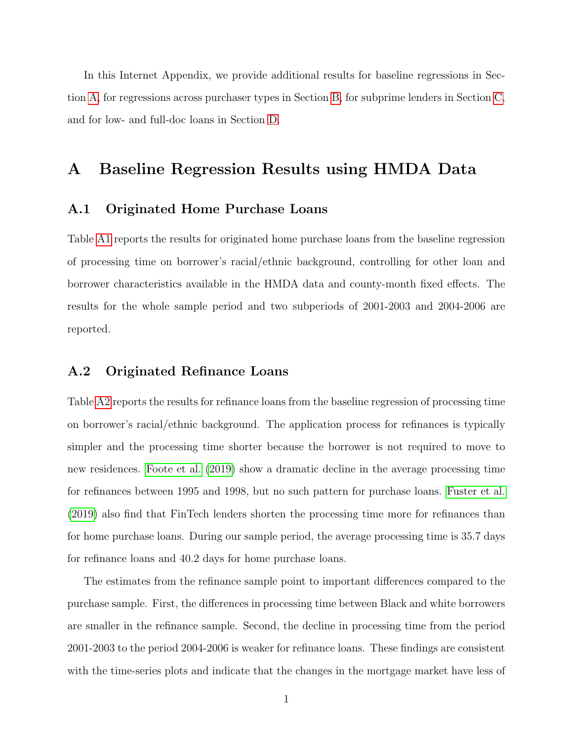In this Internet Appendix, we provide additional results for baseline regressions in Section A, for regressions across purchaser types in Section B, for subprime lenders in Section C, and for low- and full-doc loans in Section D.

# A Baseline Regression Results using HMDA Data

## A.1 Originated Home Purchase Loans

Table A1 reports the results for originated home purchase loans from the baseline regression of processing time on borrower's racial/ethnic background, controlling for other loan and borrower characteristics available in the HMDA data and county-month fixed effects. The results for the whole sample period and two subperiods of 2001-2003 and 2004-2006 are reported.

## A.2 Originated Refinance Loans

Table A2 reports the results for refinance loans from the baseline regression of processing time on borrower's racial/ethnic background. The application process for refinances is typically simpler and the processing time shorter because the borrower is not required to move to new residences. Foote et al. (2019) show a dramatic decline in the average processing time for refinances between 1995 and 1998, but no such pattern for purchase loans. Fuster et al. (2019) also find that FinTech lenders shorten the processing time more for refinances than for home purchase loans. During our sample period, the average processing time is 35.7 days for refinance loans and 40.2 days for home purchase loans.

The estimates from the refinance sample point to important differences compared to the purchase sample. First, the differences in processing time between Black and white borrowers are smaller in the refinance sample. Second, the decline in processing time from the period 2001-2003 to the period 2004-2006 is weaker for refinance loans. These findings are consistent with the time-series plots and indicate that the changes in the mortgage market have less of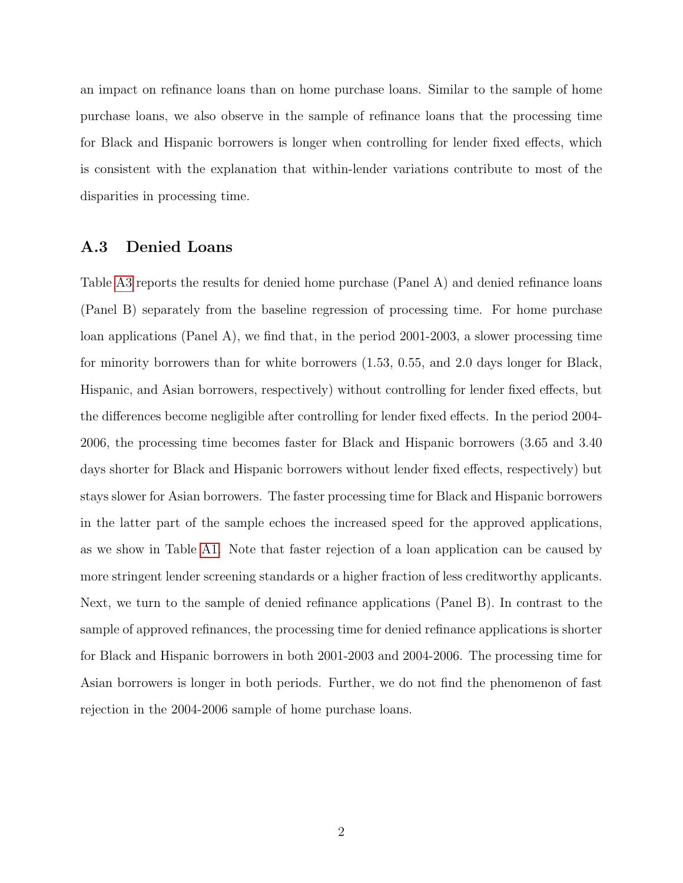an impact on refinance loans than on home purchase loans. Similar to the sample of home purchase loans, we also observe in the sample of refinance loans that the processing time for Black and Hispanic borrowers is longer when controlling for lender fixed effects, which is consistent with the explanation that within-lender variations contribute to most of the disparities in processing time.

## A.3 Denied Loans

Table A3 reports the results for denied home purchase (Panel A) and denied refinance loans (Panel B) separately from the baseline regression of processing time. For home purchase loan applications (Panel A), we find that, in the period 2001-2003, a slower processing time for minority borrowers than for white borrowers (1.53, 0.55, and 2.0 days longer for Black, Hispanic, and Asian borrowers, respectively) without controlling for lender fixed effects, but the differences become negligible after controlling for lender fixed effects. In the period 2004-2006, the processing time becomes faster for Black and Hispanic borrowers (3.65 and 3.40 days shorter for Black and Hispanic borrowers without lender fixed effects, respectively) but stays slower for Asian borrowers. The faster processing time for Black and Hispanic borrowers in the latter part of the sample echoes the increased speed for the approved applications, as we show in Table A1. Note that faster rejection of a loan application can be caused by more stringent lender screening standards or a higher fraction of less creditworthy applicants. Next, we turn to the sample of denied refinance applications (Panel B). In contrast to the sample of approved refinances, the processing time for denied refinance applications is shorter for Black and Hispanic borrowers in both 2001-2003 and 2004-2006. The processing time for Asian borrowers is longer in both periods. Further, we do not find the phenomenon of fast rejection in the 2004-2006 sample of home purchase loans.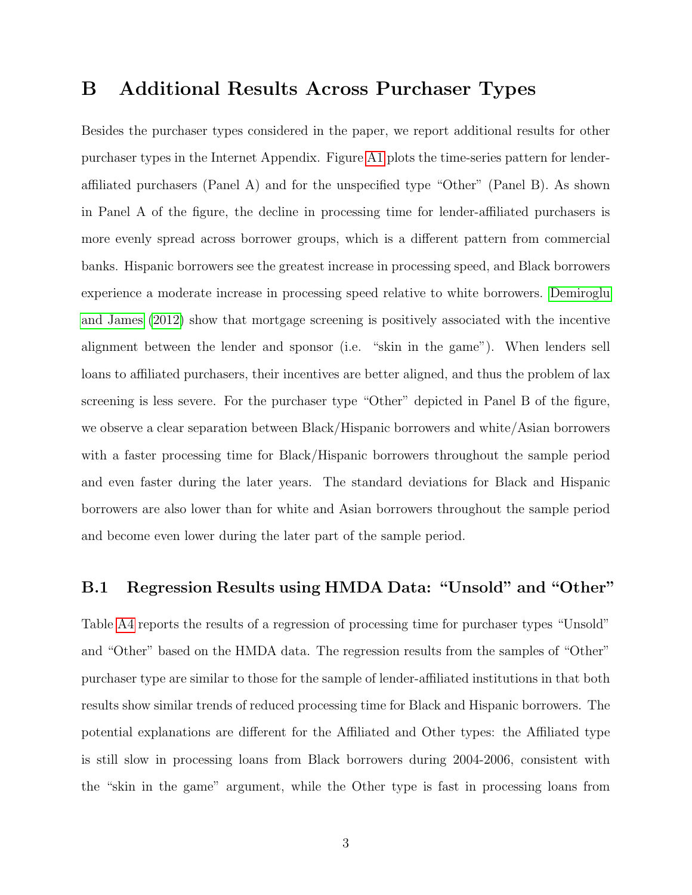# B Additional Results Across Purchaser Types

Besides the purchaser types considered in the paper, we report additional results for other purchaser types in the Internet Appendix. Figure A1 plots the time-series pattern for lender-affiliated purchasers (Panel A) and for the unspecified type "Other" (Panel B). As shown in Panel A of the figure, the decline in processing time for lender-affiliated purchasers is more evenly spread across borrower groups, which is a different pattern from commercial banks. Hispanic borrowers see the greatest increase in processing speed, and Black borrowers experience a moderate increase in processing speed relative to white borrowers. Demiroglu and James (2012) show that mortgage screening is positively associated with the incentive alignment between the lender and sponsor (i.e. "skin in the game"). When lenders sell loans to affiliated purchasers, their incentives are better aligned, and thus the problem of lax screening is less severe. For the purchaser type "Other" depicted in Panel B of the figure, we observe a clear separation between Black/Hispanic borrowers and white/Asian borrowers with a faster processing time for Black/Hispanic borrowers throughout the sample period and even faster during the later years. The standard deviations for Black and Hispanic borrowers are also lower than for white and Asian borrowers throughout the sample period and become even lower during the later part of the sample period.

## B.1 Regression Results using HMDA Data: "Unsold" and "Other"

Table A4 reports the results of a regression of processing time for purchaser types "Unsold" and "Other" based on the HMDA data. The regression results from the samples of "Other" purchaser type are similar to those for the sample of lender-affiliated institutions in that both results show similar trends of reduced processing time for Black and Hispanic borrowers. The potential explanations are different for the Affiliated and Other types: the Affiliated type is still slow in processing loans from Black borrowers during 2004-2006, consistent with the "skin in the game" argument, while the Other type is fast in processing loans from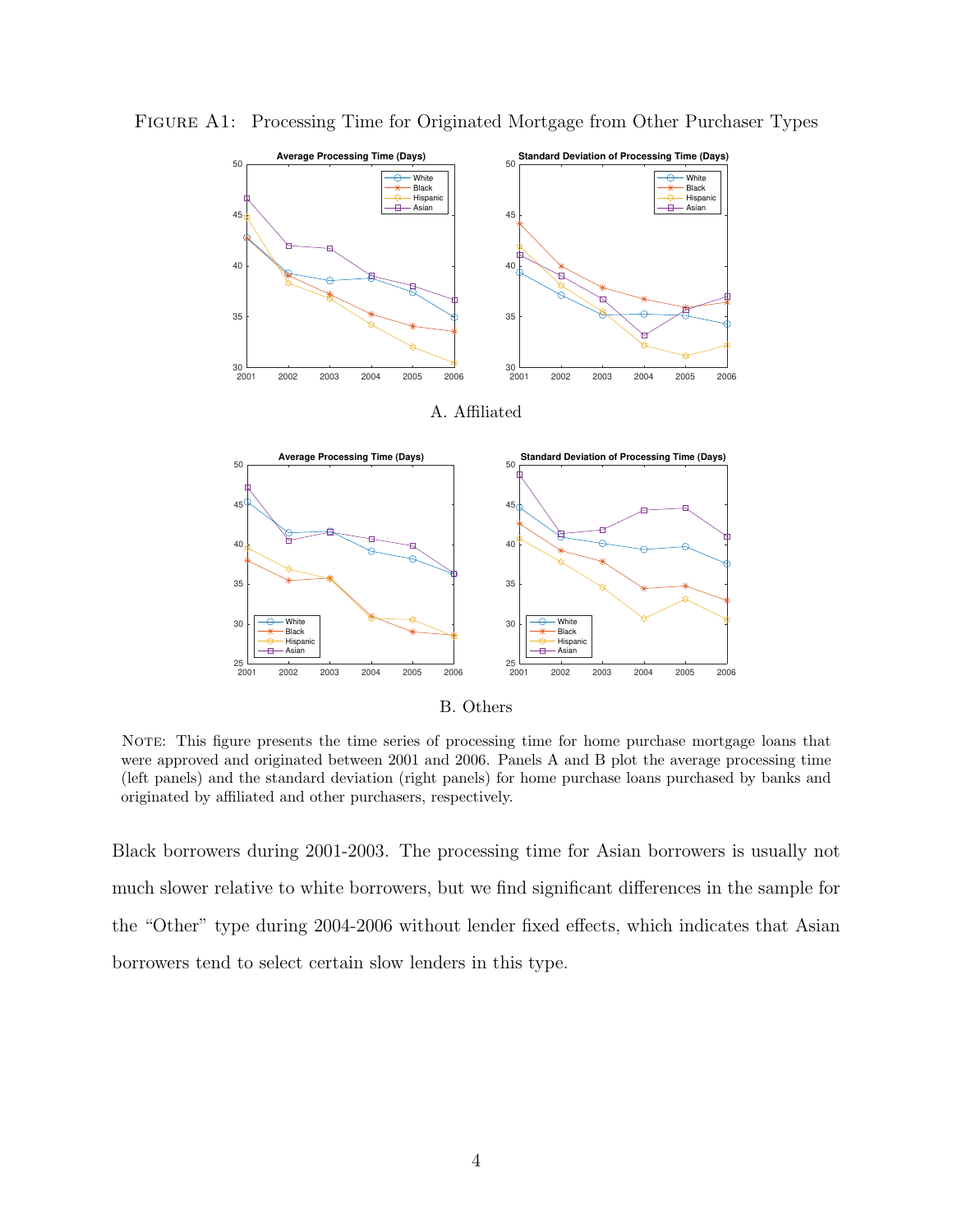Figure A1: Processing Time for Originated Mortgage from Other Purchaser Types

A. Affiliated

B. Others

Note: This figure presents the time series of processing time for home purchase mortgage loans that were approved and originated between 2001 and 2006. Panels A and B plot the average processing time (left panels) and the standard deviation (right panels) for home purchase loans purchased by banks and originated by affiliated and other purchasers, respectively.

Black borrowers during 2001-2003. The processing time for Asian borrowers is usually not much slower relative to white borrowers, but we find significant differences in the sample for the "Other" type during 2004-2006 without lender fixed effects, which indicates that Asian borrowers tend to select certain slow lenders in this type.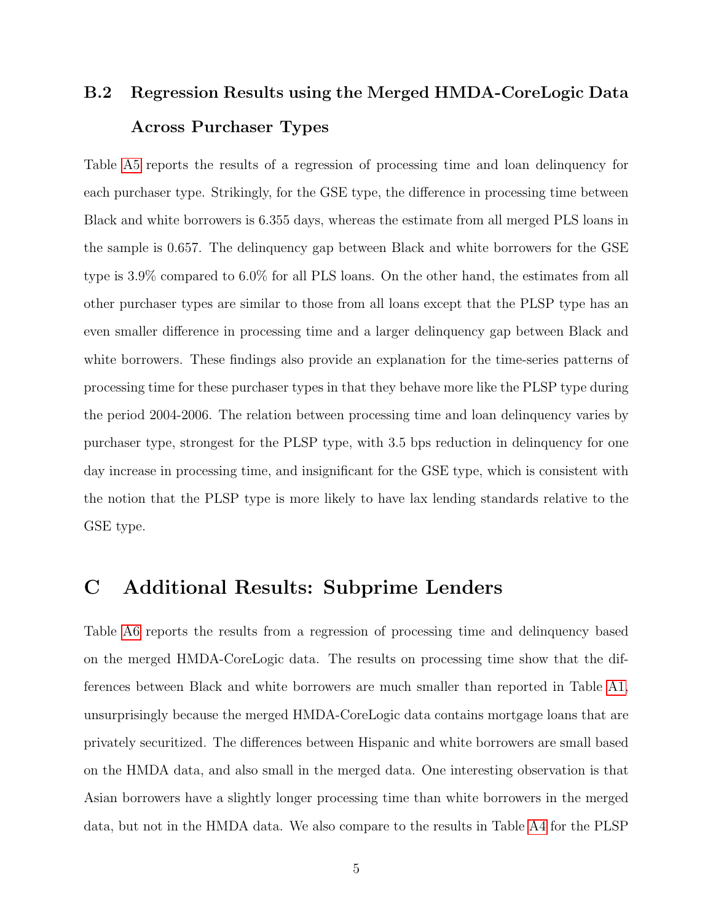## B.2 Regression Results using the Merged HMDA-CoreLogic Data Across Purchaser Types

Table A5 reports the results of a regression of processing time and loan delinquency for each purchaser type. Strikingly, for the GSE type, the difference in processing time between Black and white borrowers is 6.355 days, whereas the estimate from all merged PLS loans in the sample is 0.657. The delinquency gap between Black and white borrowers for the GSE type is 3.9% compared to 6.0% for all PLS loans. On the other hand, the estimates from all other purchaser types are similar to those from all loans except that the PLSP type has an even smaller difference in processing time and a larger delinquency gap between Black and white borrowers. These findings also provide an explanation for the time-series patterns of processing time for these purchaser types in that they behave more like the PLSP type during the period 2004-2006. The relation between processing time and loan delinquency varies by purchaser type, strongest for the PLSP type, with 3.5 bps reduction in delinquency for one day increase in processing time, and insignificant for the GSE type, which is consistent with the notion that the PLSP type is more likely to have lax lending standards relative to the GSE type.

# C Additional Results: Subprime Lenders

Table A6 reports the results from a regression of processing time and delinquency based on the merged HMDA-CoreLogic data. The results on processing time show that the differences between Black and white borrowers are much smaller than reported in Table A1, unsurprisingly because the merged HMDA-CoreLogic data contains mortgage loans that are privately securitized. The differences between Hispanic and white borrowers are small based on the HMDA data, and also small in the merged data. One interesting observation is that Asian borrowers have a slightly longer processing time than white borrowers in the merged data, but not in the HMDA data. We also compare to the results in Table A4 for the PLSP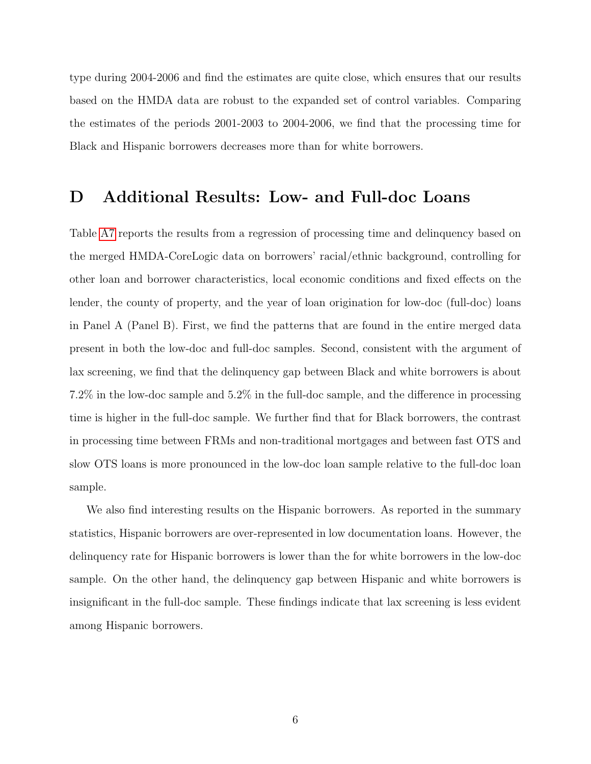type during 2004-2006 and find the estimates are quite close, which ensures that our results based on the HMDA data are robust to the expanded set of control variables. Comparing the estimates of the periods 2001-2003 to 2004-2006, we find that the processing time for Black and Hispanic borrowers decreases more than for white borrowers.

# D Additional Results: Low- and Full-doc Loans

Table A7 reports the results from a regression of processing time and delinquency based on the merged HMDA-CoreLogic data on borrowers' racial/ethnic background, controlling for other loan and borrower characteristics, local economic conditions and fixed effects on the lender, the county of property, and the year of loan origination for low-doc (full-doc) loans in Panel A (Panel B). First, we find the patterns that are found in the entire merged data present in both the low-doc and full-doc samples. Second, consistent with the argument of lax screening, we find that the delinquency gap between Black and white borrowers is about 7.2% in the low-doc sample and 5.2% in the full-doc sample, and the difference in processing time is higher in the full-doc sample. We further find that for Black borrowers, the contrast in processing time between FRMs and non-traditional mortgages and between fast OTS and slow OTS loans is more pronounced in the low-doc loan sample relative to the full-doc loan sample.

We also find interesting results on the Hispanic borrowers. As reported in the summary statistics, Hispanic borrowers are over-represented in low documentation loans. However, the delinquency rate for Hispanic borrowers is lower than the for white borrowers in the low-doc sample. On the other hand, the delinquency gap between Hispanic and white borrowers is insignificant in the full-doc sample. These findings indicate that lax screening is less evident among Hispanic borrowers.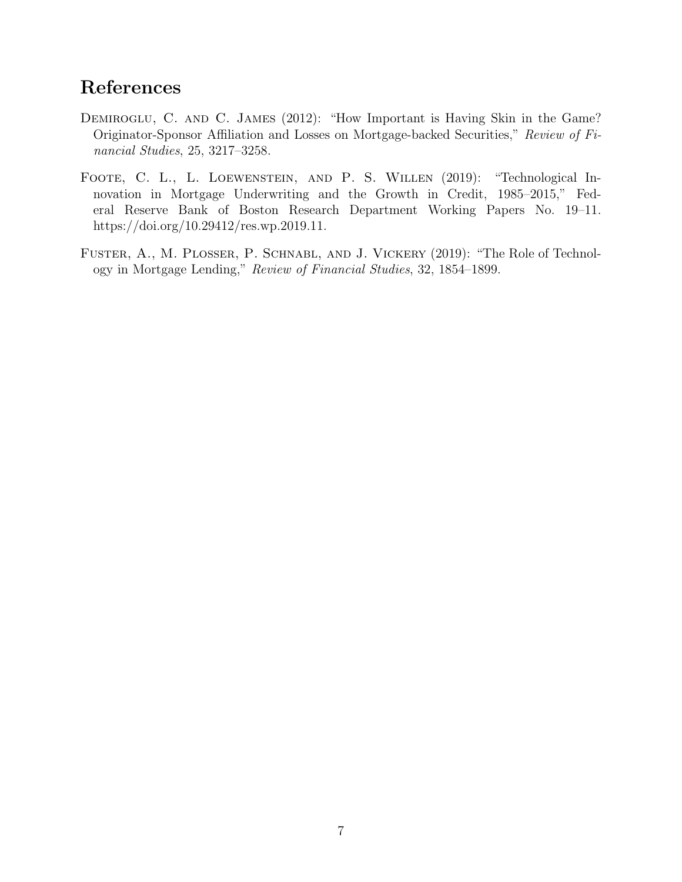## References

Demiroglu, C. and C. James (2012): "How Important is Having Skin in the Game? Originator-Sponsor Affiliation and Losses on Mortgage-backed Securities," *Review of Financial Studies*, 25, 3217–3258.

Foote, C. L., L. Loewenstein, and P. S. Willen (2019): "Technological Innovation in Mortgage Underwriting and the Growth in Credit, 1985–2015," Federal Reserve Bank of Boston Research Department Working Papers No. 19–11. https://doi.org/10.29412/res.wp.2019.11.

Fuster, A., M. Plosser, P. Schnabl, and J. Vickery (2019): "The Role of Technology in Mortgage Lending," *Review of Financial Studies*, 32, 1854–1899.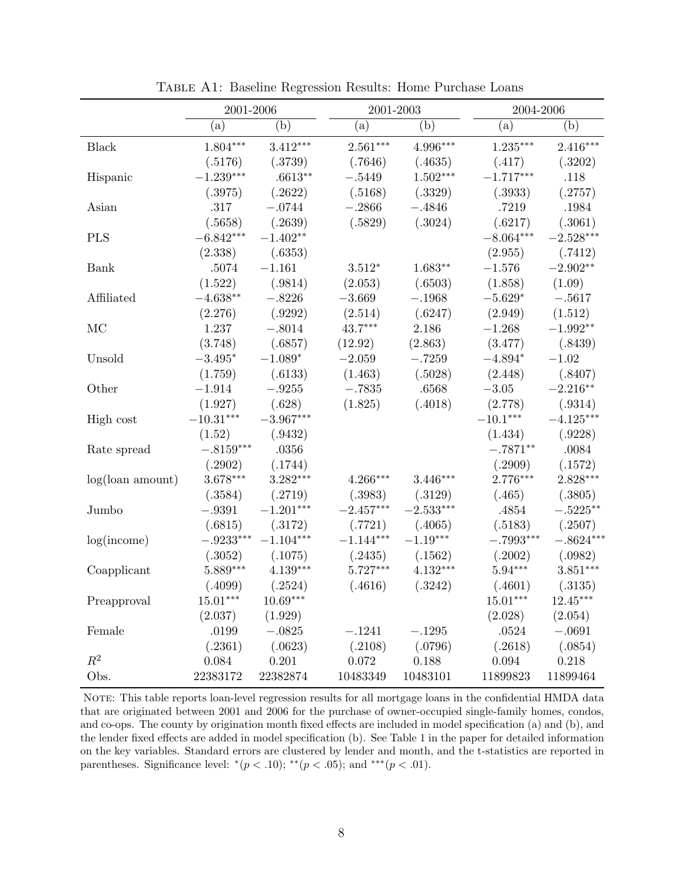Table A1: Baseline Regression Results: Home Purchase Loans

| | 2001-2006 | | 2001-2003 | | 2004-2006 | |
|---|---|---|---|---|---|---|
| | (a) | (b) | (a) | (b) | (a) | (b) |
| Black | $1.804^{***}$ | $3.412^{***}$ | $2.561^{***}$ | $4.996^{***}$ | $1.235^{***}$ | $2.416^{***}$ |
| | (.5176) | (.3739) | (.7646) | (.4635) | (.417) | (.3202) |
| Hispanic | $-1.239^{***}$ | $.6613^{**}$ | $-.5449$ | $1.502^{***}$ | $-1.717^{***}$ | .118 |
| | (.3975) | (.2622) | (.5168) | (.3329) | (.3933) | (.2757) |
| Asian | .317 | $-.0744$ | $-.2866$ | $-.4846$ | .7219 | .1984 |
| | (.5658) | (.2639) | (.5829) | (.3024) | (.6217) | (.3061) |
| PLS | $-6.842^{***}$ | $-1.402^{**}$ | | | $-8.064^{***}$ | $-2.528^{***}$ |
| | (2.338) | (.6353) | | | (2.955) | (.7412) |
| Bank | .5074 | $-1.161$ | $3.512^{*}$ | $1.683^{**}$ | $-1.576$ | $-2.902^{**}$ |
| | (1.522) | (.9814) | (2.053) | (.6503) | (1.858) | (1.09) |
| Affiliated | $-4.638^{**}$ | $-.8226$ | $-3.669$ | $-.1968$ | $-5.629^{*}$ | $-.5617$ |
| | (2.276) | (.9292) | (2.514) | (.6247) | (2.949) | (1.512) |
| MC | 1.237 | $-.8014$ | $43.7^{***}$ | 2.186 | $-1.268$ | $-1.992^{**}$ |
| | (3.748) | (.6857) | (12.92) | (2.863) | (3.477) | (.8439) |
| Unsold | $-3.495^{*}$ | $-1.089^{*}$ | $-2.059$ | $-.7259$ | $-4.894^{*}$ | $-1.02$ |
| | (1.759) | (.6133) | (1.463) | (.5028) | (2.448) | (.8407) |
| Other | $-1.914$ | $-.9255$ | $-.7835$ | .6568 | $-3.05$ | $-2.216^{**}$ |
| | (1.927) | (.628) | (1.825) | (.4018) | (2.778) | (.9314) |
| High cost | $-10.31^{***}$ | $-3.967^{***}$ | | | $-10.1^{***}$ | $-4.125^{***}$ |
| | (1.52) | (.9432) | | | (1.434) | (.9228) |
| Rate spread | $-.8159^{***}$ | .0356 | | | $-.7871^{**}$ | .0084 |
| | (.2902) | (.1744) | | | (.2909) | (.1572) |
| log(loan amount) | $3.678^{***}$ | $3.282^{***}$ | $4.266^{***}$ | $3.446^{***}$ | $2.776^{***}$ | $2.828^{***}$ |
| | (.3584) | (.2719) | (.3983) | (.3129) | (.465) | (.3805) |
| Jumbo | $-.9391$ | $-1.201^{***}$ | $-2.457^{***}$ | $-2.533^{***}$ | .4854 | $-.5225^{**}$ |
| | (.6815) | (.3172) | (.7721) | (.4065) | (.5183) | (.2507) |
| log(income) | $-.9233^{***}$ | $-1.104^{***}$ | $-1.144^{***}$ | $-1.19^{***}$ | $-.7993^{***}$ | $-.8624^{***}$ |
| | (.3052) | (.1075) | (.2435) | (.1562) | (.2002) | (.0982) |
| Coapplicant | $5.889^{***}$ | $4.139^{***}$ | $5.727^{***}$ | $4.132^{***}$ | $5.94^{***}$ | $3.851^{***}$ |
| | (.4099) | (.2524) | (.4616) | (.3242) | (.4601) | (.3135) |
| Preapproval | $15.01^{***}$ | $10.69^{***}$ | | | $15.01^{***}$ | $12.45^{***}$ |
| | (2.037) | (1.929) | | | (2.028) | (2.054) |
| Female | .0199 | $-.0825$ | $-.1241$ | $-.1295$ | .0524 | $-.0691$ |
| | (.2361) | (.0623) | (.2108) | (.0796) | (.2618) | (.0854) |
| $R^2$ | 0.084 | 0.201 | 0.072 | 0.188 | 0.094 | 0.218 |
| Obs. | 22383172 | 22382874 | 10483349 | 10483101 | 11899823 | 11899464 |

Note: This table reports loan-level regression results for all mortgage loans in the confidential HMDA data that are originated between 2001 and 2006 for the purchase of owner-occupied single-family homes, condos, and co-ops. The county by origination month fixed effects are included in model specification (a) and (b), and the lender fixed effects are added in model specification (b). See Table 1 in the paper for detailed information on the key variables. Standard errors are clustered by lender and month, and the t-statistics are reported in parentheses. Significance level: $^{*}(p < .10)$; $^{**}(p < .05)$; and $^{***}(p < .01)$.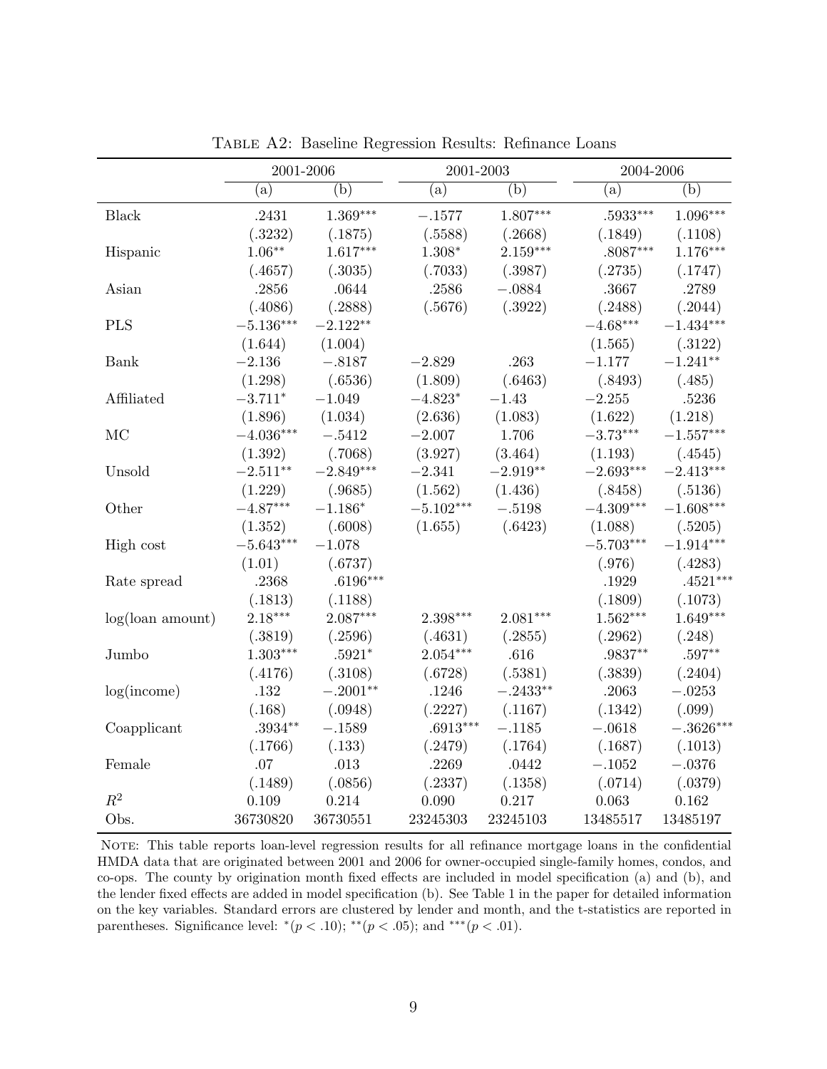Table A2: Baseline Regression Results: Refinance Loans

| | 2001-2006 | | 2001-2003 | | 2004-2006 | |
|---|---|---|---|---|---|---|
| | (a) | (b) | (a) | (b) | (a) | (b) |
| Black | .2431 | $1.369^{***}$ | $-.1577$ | $1.807^{***}$ | $.5933^{***}$ | $1.096^{***}$ |
| | (.3232) | (.1875) | (.5588) | (.2668) | (.1849) | (.1108) |
| Hispanic | $1.06^{**}$ | $1.617^{***}$ | $1.308^{*}$ | $2.159^{***}$ | $.8087^{***}$ | $1.176^{***}$ |
| | (.4657) | (.3035) | (.7033) | (.3987) | (.2735) | (.1747) |
| Asian | .2856 | .0644 | .2586 | $-.0884$ | .3667 | .2789 |
| | (.4086) | (.2888) | (.5676) | (.3922) | (.2488) | (.2044) |
| PLS | $-5.136^{***}$ | $-2.122^{**}$ | | | $-4.68^{***}$ | $-1.434^{***}$ |
| | (1.644) | (1.004) | | | (1.565) | (.3122) |
| Bank | $-2.136$ | $-.8187$ | $-2.829$ | .263 | $-1.177$ | $-1.241^{**}$ |
| | (1.298) | (.6536) | (1.809) | (.6463) | (.8493) | (.485) |
| Affiliated | $-3.711^{*}$ | $-1.049$ | $-4.823^{*}$ | $-1.43$ | $-2.255$ | .5236 |
| | (1.896) | (1.034) | (2.636) | (1.083) | (1.622) | (1.218) |
| MC | $-4.036^{***}$ | $-.5412$ | $-2.007$ | 1.706 | $-3.73^{***}$ | $-1.557^{***}$ |
| | (1.392) | (.7068) | (3.927) | (3.464) | (1.193) | (.4545) |
| Unsold | $-2.511^{**}$ | $-2.849^{***}$ | $-2.341$ | $-2.919^{**}$ | $-2.693^{***}$ | $-2.413^{***}$ |
| | (1.229) | (.9685) | (1.562) | (1.436) | (.8458) | (.5136) |
| Other | $-4.87^{***}$ | $-1.186^{*}$ | $-5.102^{***}$ | $-.5198$ | $-4.309^{***}$ | $-1.608^{***}$ |
| | (1.352) | (.6008) | (1.655) | (.6423) | (1.088) | (.5205) |
| High cost | $-5.643^{***}$ | $-1.078$ | | | $-5.703^{***}$ | $-1.914^{***}$ |
| | (1.01) | (.6737) | | | (.976) | (.4283) |
| Rate spread | .2368 | $.6196^{***}$ | | | .1929 | $.4521^{***}$ |
| | (.1813) | (.1188) | | | (.1809) | (.1073) |
| log(loan amount) | $2.18^{***}$ | $2.087^{***}$ | $2.398^{***}$ | $2.081^{***}$ | $1.562^{***}$ | $1.649^{***}$ |
| | (.3819) | (.2596) | (.4631) | (.2855) | (.2962) | (.248) |
| Jumbo | $1.303^{***}$ | $.5921^{*}$ | $2.054^{***}$ | .616 | $.9837^{**}$ | $.597^{**}$ |
| | (.4176) | (.3108) | (.6728) | (.5381) | (.3839) | (.2404) |
| log(income) | .132 | $-.2001^{**}$ | .1246 | $-.2433^{**}$ | .2063 | $-.0253$ |
| | (.168) | (.0948) | (.2227) | (.1167) | (.1342) | (.099) |
| Coapplicant | $.3934^{**}$ | $-.1589$ | $.6913^{***}$ | $-.1185$ | $-.0618$ | $-.3626^{***}$ |
| | (.1766) | (.133) | (.2479) | (.1764) | (.1687) | (.1013) |
| Female | .07 | .013 | .2269 | .0442 | $-.1052$ | $-.0376$ |
| | (.1489) | (.0856) | (.2337) | (.1358) | (.0714) | (.0379) |
| $R^2$ | 0.109 | 0.214 | 0.090 | 0.217 | 0.063 | 0.162 |
| Obs. | 36730820 | 36730551 | 23245303 | 23245103 | 13485517 | 13485197 |

Note: This table reports loan-level regression results for all refinance mortgage loans in the confidential HMDA data that are originated between 2001 and 2006 for owner-occupied single-family homes, condos, and co-ops. The county by origination month fixed effects are included in model specification (a) and (b), and the lender fixed effects are added in model specification (b). See Table 1 in the paper for detailed information on the key variables. Standard errors are clustered by lender and month, and the t-statistics are reported in parentheses. Significance level: $^{*}(p < .10)$; $^{**}(p < .05)$; and $^{***}(p < .01)$.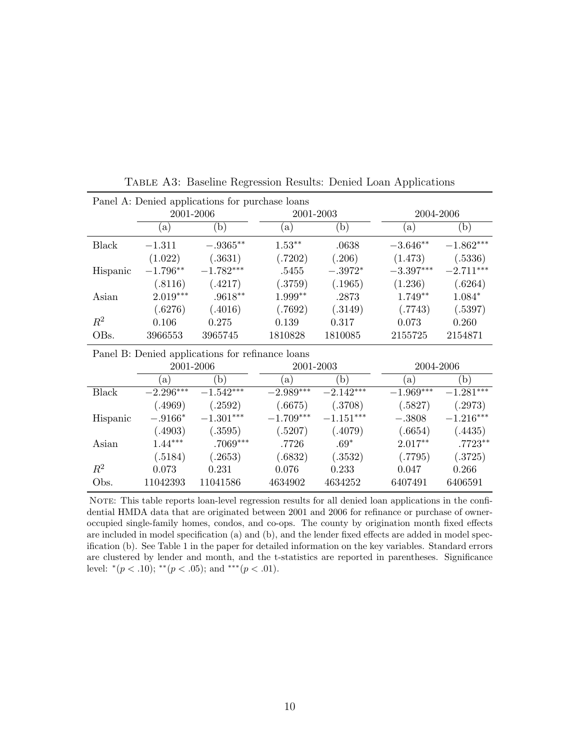Table A3: Baseline Regression Results: Denied Loan Applications

| Panel A: Denied applications for purchase loans | | | | | | |
|---|---|---|---|---|---|---|
| | 2001-2006 | | 2001-2003 | | 2004-2006 | |
| | (a) | (b) | (a) | (b) | (a) | (b) |
| Black | $-1.311$ | $-.9365^{**}$ | $1.53^{**}$ | .0638 | $-3.646^{**}$ | $-1.862^{***}$ |
| | (1.022) | (.3631) | (.7202) | (.206) | (1.473) | (.5336) |
| Hispanic | $-1.796^{**}$ | $-1.782^{***}$ | .5455 | $-.3972^{*}$ | $-3.397^{***}$ | $-2.711^{***}$ |
| | (.8116) | (.4217) | (.3759) | (.1965) | (1.236) | (.6264) |
| Asian | $2.019^{***}$ | $.9618^{**}$ | $1.999^{**}$ | .2873 | $1.749^{**}$ | $1.084^{*}$ |
| | (.6276) | (.4016) | (.7692) | (.3149) | (.7743) | (.5397) |
| $R^2$ | 0.106 | 0.275 | 0.139 | 0.317 | 0.073 | 0.260 |
| OBs. | 3966553 | 3965745 | 1810828 | 1810085 | 2155725 | 2154871 |

| Panel B: Denied applications for refinance loans | | | | | | |
|---|---|---|---|---|---|---|
| | 2001-2006 | | 2001-2003 | | 2004-2006 | |
| | (a) | (b) | (a) | (b) | (a) | (b) |
| Black | $-2.296^{***}$ | $-1.542^{***}$ | $-2.989^{***}$ | $-2.142^{***}$ | $-1.969^{***}$ | $-1.281^{***}$ |
| | (.4969) | (.2592) | (.6675) | (.3708) | (.5827) | (.2973) |
| Hispanic | $-.9166^{*}$ | $-1.301^{***}$ | $-1.709^{***}$ | $-1.151^{***}$ | $-.3808$ | $-1.216^{***}$ |
| | (.4903) | (.3595) | (.5207) | (.4079) | (.6654) | (.4435) |
| Asian | $1.44^{***}$ | $.7069^{***}$ | .7726 | $.69^{*}$ | $2.017^{**}$ | $.7723^{**}$ |
| | (.5184) | (.2653) | (.6832) | (.3532) | (.7795) | (.3725) |
| $R^2$ | 0.073 | 0.231 | 0.076 | 0.233 | 0.047 | 0.266 |
| Obs. | 11042393 | 11041586 | 4634902 | 4634252 | 6407491 | 6406591 |

Note: This table reports loan-level regression results for all denied loan applications in the confidential HMDA data that are originated between 2001 and 2006 for refinance or purchase of owner-occupied single-family homes, condos, and co-ops. The county by origination month fixed effects are included in model specification (a) and (b), and the lender fixed effects are added in model specification (b). See Table 1 in the paper for detailed information on the key variables. Standard errors are clustered by lender and month, and the t-statistics are reported in parentheses. Significance level: $^{*}(p < .10)$; $^{**}(p < .05)$; and $^{***}(p < .01)$.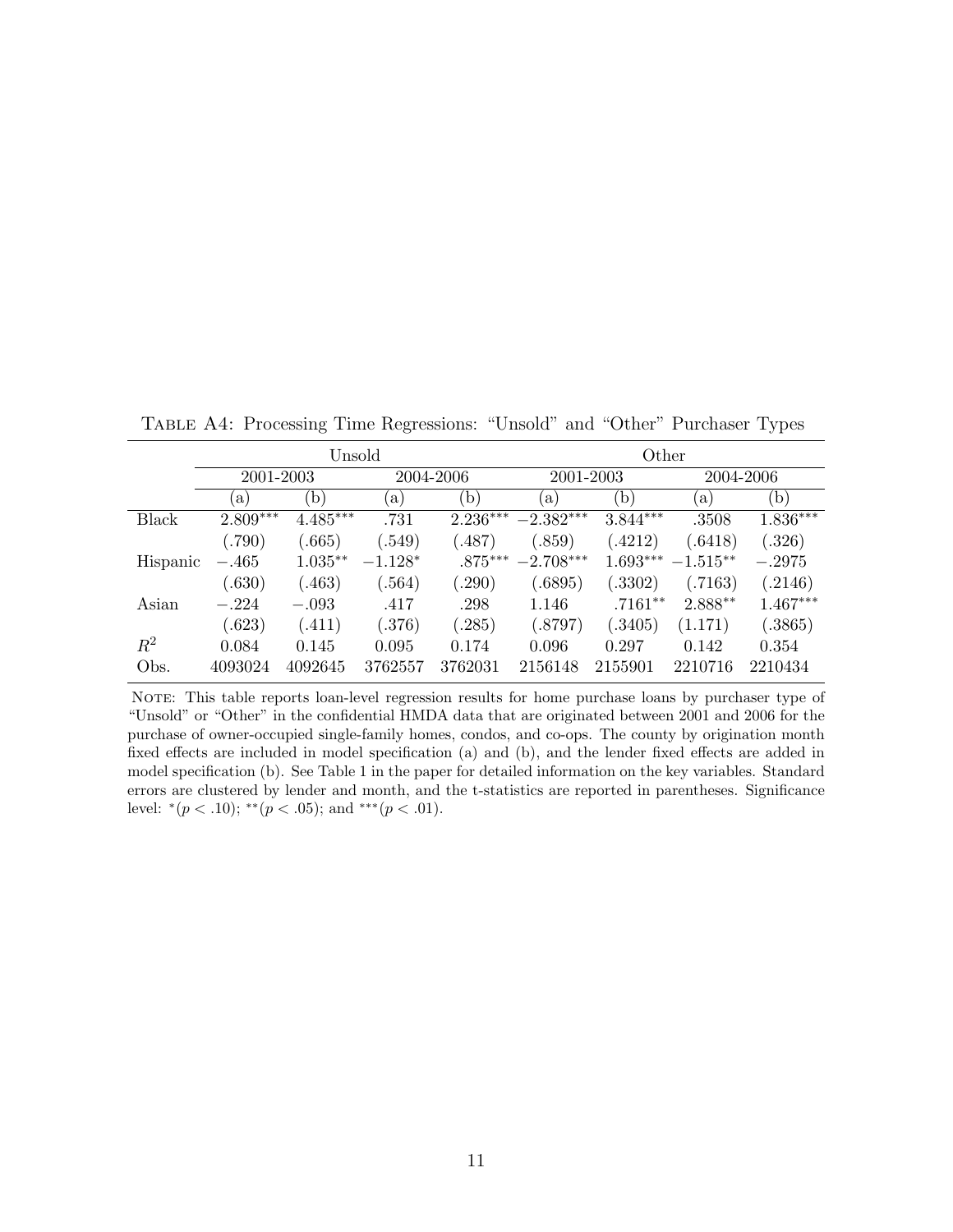Table A4: Processing Time Regressions: "Unsold" and "Other" Purchaser Types

| | Unsold | | | | Other | | | |
|---|---|---|---|---|---|---|---|---|
| | 2001-2003 | | 2004-2006 | | 2001-2003 | | 2004-2006 | |
| | (a) | (b) | (a) | (b) | (a) | (b) | (a) | (b) |
| Black | 2.809*** | 4.485*** | .731 | 2.236*** | −2.382*** | 3.844*** | .3508 | 1.836*** |
| | (.790) | (.665) | (.549) | (.487) | (.859) | (.4212) | (.6418) | (.326) |
| Hispanic | −.465 | 1.035** | −1.128* | .875*** | −2.708*** | 1.693*** | −1.515** | −.2975 |
| | (.630) | (.463) | (.564) | (.290) | (.6895) | (.3302) | (.7163) | (.2146) |
| Asian | −.224 | −.093 | .417 | .298 | 1.146 | .7161** | 2.888** | 1.467*** |
| | (.623) | (.411) | (.376) | (.285) | (.8797) | (.3405) | (1.171) | (.3865) |
| $R^2$ | 0.084 | 0.145 | 0.095 | 0.174 | 0.096 | 0.297 | 0.142 | 0.354 |
| Obs. | 4093024 | 4092645 | 3762557 | 3762031 | 2156148 | 2155901 | 2210716 | 2210434 |

Note: This table reports loan-level regression results for home purchase loans by purchaser type of "Unsold" or "Other" in the confidential HMDA data that are originated between 2001 and 2006 for the purchase of owner-occupied single-family homes, condos, and co-ops. The county by origination month fixed effects are included in model specification (a) and (b), and the lender fixed effects are added in model specification (b). See Table 1 in the paper for detailed information on the key variables. Standard errors are clustered by lender and month, and the t-statistics are reported in parentheses. Significance level: *($p < .10$); **($p < .05$); and ***($p < .01$).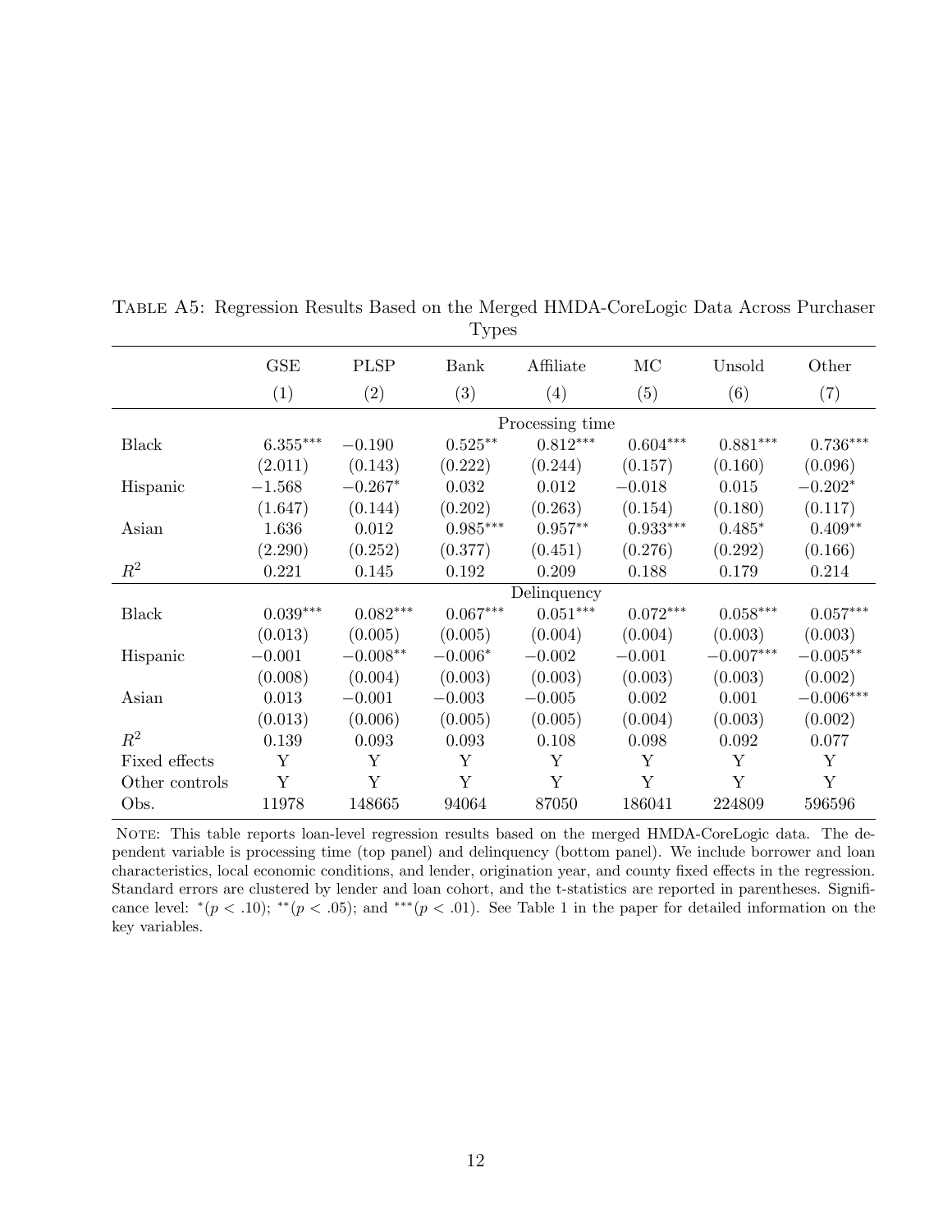Table A5: Regression Results Based on the Merged HMDA-CoreLogic Data Across Purchaser Types

| | GSE | PLSP | Bank | Affiliate | MC | Unsold | Other |
|---|---|---|---|---|---|---|---|
| | (1) | (2) | (3) | (4) | (5) | (6) | (7) |
| | | | | Processing time | | | |
| Black | $6.355^{***}$ | $-0.190$ | $0.525^{**}$ | $0.812^{***}$ | $0.604^{***}$ | $0.881^{***}$ | $0.736^{***}$ |
| | (2.011) | (0.143) | (0.222) | (0.244) | (0.157) | (0.160) | (0.096) |
| Hispanic | $-1.568$ | $-0.267^{*}$ | 0.032 | 0.012 | $-0.018$ | 0.015 | $-0.202^{*}$ |
| | (1.647) | (0.144) | (0.202) | (0.263) | (0.154) | (0.180) | (0.117) |
| Asian | 1.636 | 0.012 | $0.985^{***}$ | $0.957^{**}$ | $0.933^{***}$ | $0.485^{*}$ | $0.409^{**}$ |
| | (2.290) | (0.252) | (0.377) | (0.451) | (0.276) | (0.292) | (0.166) |
| $R^2$ | 0.221 | 0.145 | 0.192 | 0.209 | 0.188 | 0.179 | 0.214 |
| | | | | Delinquency | | | |
| Black | $0.039^{***}$ | $0.082^{***}$ | $0.067^{***}$ | $0.051^{***}$ | $0.072^{***}$ | $0.058^{***}$ | $0.057^{***}$ |
| | (0.013) | (0.005) | (0.005) | (0.004) | (0.004) | (0.003) | (0.003) |
| Hispanic | $-0.001$ | $-0.008^{**}$ | $-0.006^{*}$ | $-0.002$ | $-0.001$ | $-0.007^{***}$ | $-0.005^{**}$ |
| | (0.008) | (0.004) | (0.003) | (0.003) | (0.003) | (0.003) | (0.002) |
| Asian | 0.013 | $-0.001$ | $-0.003$ | $-0.005$ | 0.002 | 0.001 | $-0.006^{***}$ |
| | (0.013) | (0.006) | (0.005) | (0.005) | (0.004) | (0.003) | (0.002) |
| $R^2$ | 0.139 | 0.093 | 0.093 | 0.108 | 0.098 | 0.092 | 0.077 |
| Fixed effects | Y | Y | Y | Y | Y | Y | Y |
| Other controls | Y | Y | Y | Y | Y | Y | Y |
| Obs. | 11978 | 148665 | 94064 | 87050 | 186041 | 224809 | 596596 |

Note: This table reports loan-level regression results based on the merged HMDA-CoreLogic data. The dependent variable is processing time (top panel) and delinquency (bottom panel). We include borrower and loan characteristics, local economic conditions, and lender, origination year, and county fixed effects in the regression. Standard errors are clustered by lender and loan cohort, and the t-statistics are reported in parentheses. Significance level: $^{*}(p < .10)$; $^{**}(p < .05)$; and $^{***}(p < .01)$. See Table 1 in the paper for detailed information on the key variables.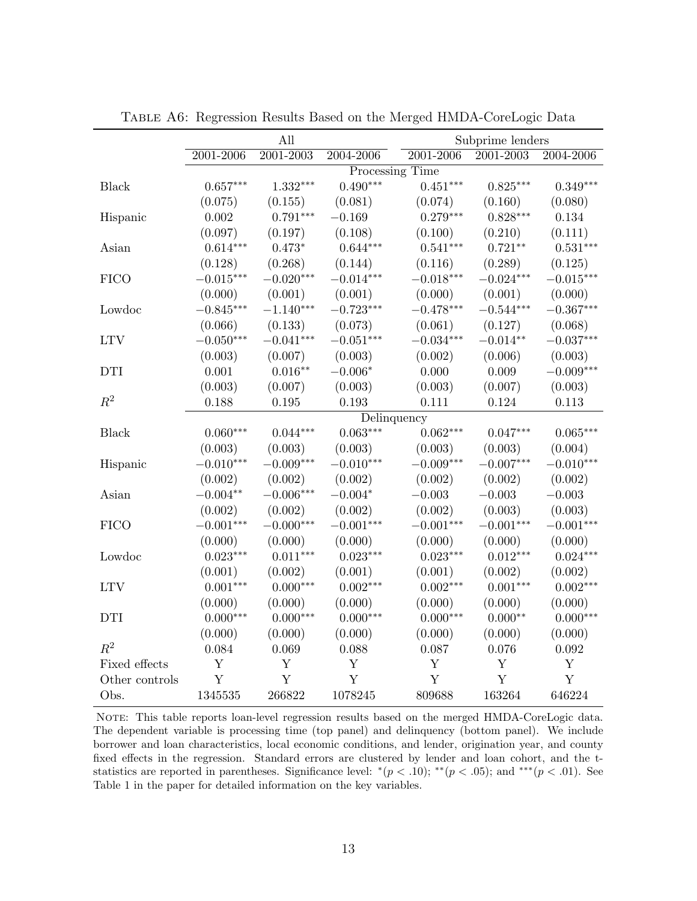Table A6: Regression Results Based on the Merged HMDA-CoreLogic Data

| | All | | | Subprime lenders | | |
|---|---|---|---|---|---|---|
| | 2001-2006 | 2001-2003 | 2004-2006 | 2001-2006 | 2001-2003 | 2004-2006 |
| | Processing Time | | | | | |
| Black | $0.657^{***}$ | $1.332^{***}$ | $0.490^{***}$ | $0.451^{***}$ | $0.825^{***}$ | $0.349^{***}$ |
| | (0.075) | (0.155) | (0.081) | (0.074) | (0.160) | (0.080) |
| Hispanic | 0.002 | $0.791^{***}$ | $-0.169$ | $0.279^{***}$ | $0.828^{***}$ | 0.134 |
| | (0.097) | (0.197) | (0.108) | (0.100) | (0.210) | (0.111) |
| Asian | $0.614^{***}$ | $0.473^{*}$ | $0.644^{***}$ | $0.541^{***}$ | $0.721^{**}$ | $0.531^{***}$ |
| | (0.128) | (0.268) | (0.144) | (0.116) | (0.289) | (0.125) |
| FICO | $-0.015^{***}$ | $-0.020^{***}$ | $-0.014^{***}$ | $-0.018^{***}$ | $-0.024^{***}$ | $-0.015^{***}$ |
| | (0.000) | (0.001) | (0.001) | (0.000) | (0.001) | (0.000) |
| Lowdoc | $-0.845^{***}$ | $-1.140^{***}$ | $-0.723^{***}$ | $-0.478^{***}$ | $-0.544^{***}$ | $-0.367^{***}$ |
| | (0.066) | (0.133) | (0.073) | (0.061) | (0.127) | (0.068) |
| LTV | $-0.050^{***}$ | $-0.041^{***}$ | $-0.051^{***}$ | $-0.034^{***}$ | $-0.014^{**}$ | $-0.037^{***}$ |
| | (0.003) | (0.007) | (0.003) | (0.002) | (0.006) | (0.003) |
| DTI | 0.001 | $0.016^{**}$ | $-0.006^{*}$ | 0.000 | 0.009 | $-0.009^{***}$ |
| | (0.003) | (0.007) | (0.003) | (0.003) | (0.007) | (0.003) |
| $R^2$ | 0.188 | 0.195 | 0.193 | 0.111 | 0.124 | 0.113 |
| | Delinquency | | | | | |
| Black | $0.060^{***}$ | $0.044^{***}$ | $0.063^{***}$ | $0.062^{***}$ | $0.047^{***}$ | $0.065^{***}$ |
| | (0.003) | (0.003) | (0.003) | (0.003) | (0.003) | (0.004) |
| Hispanic | $-0.010^{***}$ | $-0.009^{***}$ | $-0.010^{***}$ | $-0.009^{***}$ | $-0.007^{***}$ | $-0.010^{***}$ |
| | (0.002) | (0.002) | (0.002) | (0.002) | (0.002) | (0.002) |
| Asian | $-0.004^{**}$ | $-0.006^{***}$ | $-0.004^{*}$ | $-0.003$ | $-0.003$ | $-0.003$ |
| | (0.002) | (0.002) | (0.002) | (0.002) | (0.003) | (0.003) |
| FICO | $-0.001^{***}$ | $-0.000^{***}$ | $-0.001^{***}$ | $-0.001^{***}$ | $-0.001^{***}$ | $-0.001^{***}$ |
| | (0.000) | (0.000) | (0.000) | (0.000) | (0.000) | (0.000) |
| Lowdoc | $0.023^{***}$ | $0.011^{***}$ | $0.023^{***}$ | $0.023^{***}$ | $0.012^{***}$ | $0.024^{***}$ |
| | (0.001) | (0.002) | (0.001) | (0.001) | (0.002) | (0.002) |
| LTV | $0.001^{***}$ | $0.000^{***}$ | $0.002^{***}$ | $0.002^{***}$ | $0.001^{***}$ | $0.002^{***}$ |
| | (0.000) | (0.000) | (0.000) | (0.000) | (0.000) | (0.000) |
| DTI | $0.000^{***}$ | $0.000^{***}$ | $0.000^{***}$ | $0.000^{***}$ | $0.000^{**}$ | $0.000^{***}$ |
| | (0.000) | (0.000) | (0.000) | (0.000) | (0.000) | (0.000) |
| $R^2$ | 0.084 | 0.069 | 0.088 | 0.087 | 0.076 | 0.092 |
| Fixed effects | Y | Y | Y | Y | Y | Y |
| Other controls | Y | Y | Y | Y | Y | Y |
| Obs. | 1345535 | 266822 | 1078245 | 809688 | 163264 | 646224 |

Note: This table reports loan-level regression results based on the merged HMDA-CoreLogic data. The dependent variable is processing time (top panel) and delinquency (bottom panel). We include borrower and loan characteristics, local economic conditions, and lender, origination year, and county fixed effects in the regression. Standard errors are clustered by lender and loan cohort, and the t-statistics are reported in parentheses. Significance level: $^{*}(p < .10)$; $^{**}(p < .05)$; and $^{***}(p < .01)$. See Table 1 in the paper for detailed information on the key variables.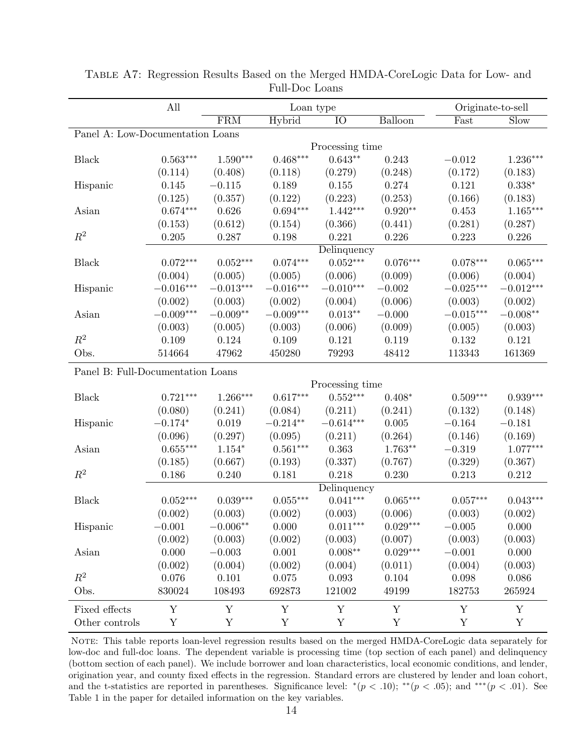Table A7: Regression Results Based on the Merged HMDA-CoreLogic Data for Low- and Full-Doc Loans

| | All | Loan type | | | | Originate-to-sell | |
|---|---|---|---|---|---|---|---|
| | | FRM | Hybrid | IO | Balloon | Fast | Slow |
| **Panel A: Low-Documentation Loans** | | | | | | | |
| | | | | Processing time | | | |
| Black | $0.563^{***}$ | $1.590^{***}$ | $0.468^{***}$ | $0.643^{**}$ | 0.243 | −0.012 | $1.236^{***}$ |
| | (0.114) | (0.408) | (0.118) | (0.279) | (0.248) | (0.172) | (0.183) |
| Hispanic | 0.145 | −0.115 | 0.189 | 0.155 | 0.274 | 0.121 | $0.338^{*}$ |
| | (0.125) | (0.357) | (0.122) | (0.223) | (0.253) | (0.166) | (0.183) |
| Asian | $0.674^{***}$ | 0.626 | $0.694^{***}$ | $1.442^{***}$ | $0.920^{**}$ | 0.453 | $1.165^{***}$ |
| | (0.153) | (0.612) | (0.154) | (0.366) | (0.441) | (0.281) | (0.287) |
| $R^2$ | 0.205 | 0.287 | 0.198 | 0.221 | 0.226 | 0.223 | 0.226 |
| | | | | Delinquency | | | |
| Black | $0.072^{***}$ | $0.052^{***}$ | $0.074^{***}$ | $0.052^{***}$ | $0.076^{***}$ | $0.078^{***}$ | $0.065^{***}$ |
| | (0.004) | (0.005) | (0.005) | (0.006) | (0.009) | (0.006) | (0.004) |
| Hispanic | $-0.016^{***}$ | $-0.013^{***}$ | $-0.016^{***}$ | $-0.010^{***}$ | −0.002 | $-0.025^{***}$ | $-0.012^{***}$ |
| | (0.002) | (0.003) | (0.002) | (0.004) | (0.006) | (0.003) | (0.002) |
| Asian | $-0.009^{***}$ | $-0.009^{**}$ | $-0.009^{***}$ | $0.013^{**}$ | −0.000 | $-0.015^{***}$ | $-0.008^{**}$ |
| | (0.003) | (0.005) | (0.003) | (0.006) | (0.009) | (0.005) | (0.003) |
| $R^2$ | 0.109 | 0.124 | 0.109 | 0.121 | 0.119 | 0.132 | 0.121 |
| Obs. | 514664 | 47962 | 450280 | 79293 | 48412 | 113343 | 161369 |
| **Panel B: Full-Documentation Loans** | | | | | | | |
| | | | | Processing time | | | |
| Black | $0.721^{***}$ | $1.266^{***}$ | $0.617^{***}$ | $0.552^{***}$ | $0.408^{*}$ | $0.509^{***}$ | $0.939^{***}$ |
| | (0.080) | (0.241) | (0.084) | (0.211) | (0.241) | (0.132) | (0.148) |
| Hispanic | $-0.174^{*}$ | 0.019 | $-0.214^{**}$ | $-0.614^{***}$ | 0.005 | −0.164 | −0.181 |
| | (0.096) | (0.297) | (0.095) | (0.211) | (0.264) | (0.146) | (0.169) |
| Asian | $0.655^{***}$ | $1.154^{*}$ | $0.561^{***}$ | 0.363 | $1.763^{**}$ | −0.319 | $1.077^{***}$ |
| | (0.185) | (0.667) | (0.193) | (0.337) | (0.767) | (0.329) | (0.367) |
| $R^2$ | 0.186 | 0.240 | 0.181 | 0.218 | 0.230 | 0.213 | 0.212 |
| | | | | Delinquency | | | |
| Black | $0.052^{***}$ | $0.039^{***}$ | $0.055^{***}$ | $0.041^{***}$ | $0.065^{***}$ | $0.057^{***}$ | $0.043^{***}$ |
| | (0.002) | (0.003) | (0.002) | (0.003) | (0.006) | (0.003) | (0.002) |
| Hispanic | −0.001 | $-0.006^{**}$ | 0.000 | $0.011^{***}$ | $0.029^{***}$ | −0.005 | 0.000 |
| | (0.002) | (0.003) | (0.002) | (0.003) | (0.007) | (0.003) | (0.003) |
| Asian | 0.000 | −0.003 | 0.001 | $0.008^{**}$ | $0.029^{***}$ | −0.001 | 0.000 |
| | (0.002) | (0.004) | (0.002) | (0.004) | (0.011) | (0.004) | (0.003) |
| $R^2$ | 0.076 | 0.101 | 0.075 | 0.093 | 0.104 | 0.098 | 0.086 |
| Obs. | 830024 | 108493 | 692873 | 121002 | 49199 | 182753 | 265924 |
| Fixed effects | Y | Y | Y | Y | Y | Y | Y |
| Other controls | Y | Y | Y | Y | Y | Y | Y |

Note: This table reports loan-level regression results based on the merged HMDA-CoreLogic data separately for low-doc and full-doc loans. The dependent variable is processing time (top section of each panel) and delinquency (bottom section of each panel). We include borrower and loan characteristics, local economic conditions, and lender, origination year, and county fixed effects in the regression. Standard errors are clustered by lender and loan cohort, and the t-statistics are reported in parentheses. Significance level: $^{*}(p < .10)$; $^{**}(p < .05)$; and $^{***}(p < .01)$. See Table 1 in the paper for detailed information on the key variables.